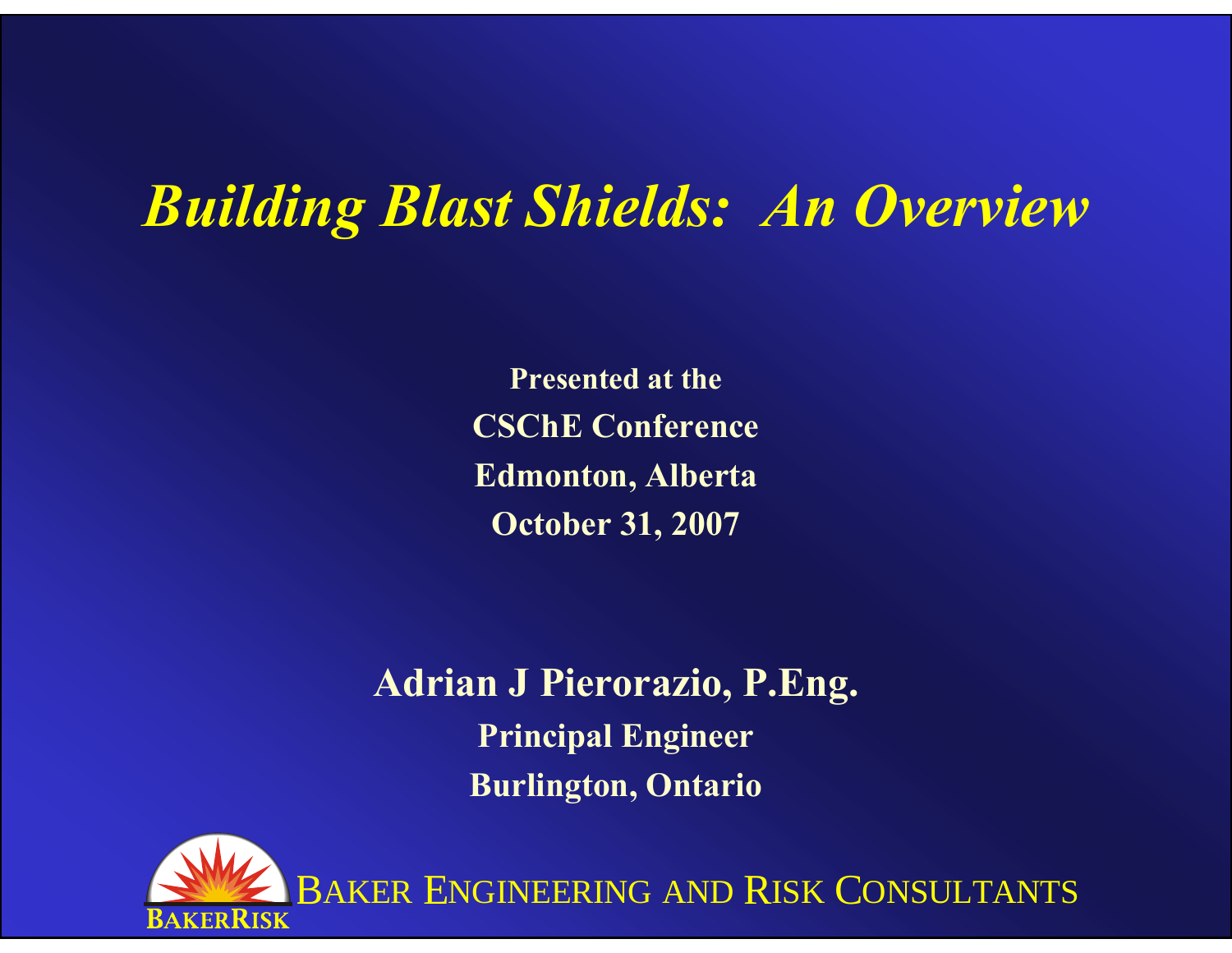# *Building Blast Shields: An Overview*

**Presented at the**
**CSChE Conference**
**Edmonton, Alberta**
**October 31, 2007**

**Adrian J Pierorazio, P.Eng.**
**Principal Engineer**
**Burlington, Ontario**

BAKERRISK

BAKER ENGINEERING AND RISK CONSULTANTS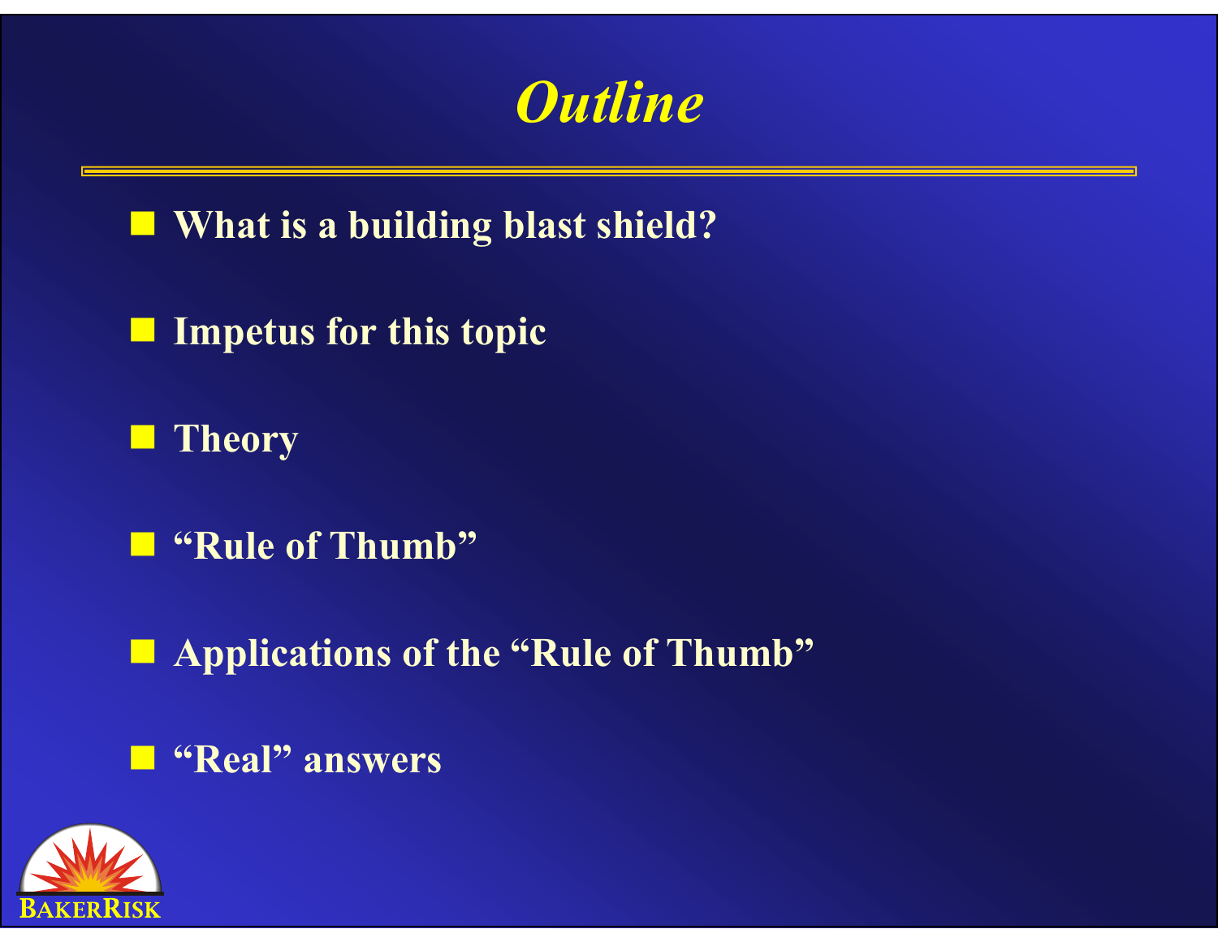# *Outline*

- **What is a building blast shield?**
- **Impetus for this topic**
- **Theory**
- **"Rule of Thumb"**
- **Applications of the "Rule of Thumb"**
- **"Real" answers**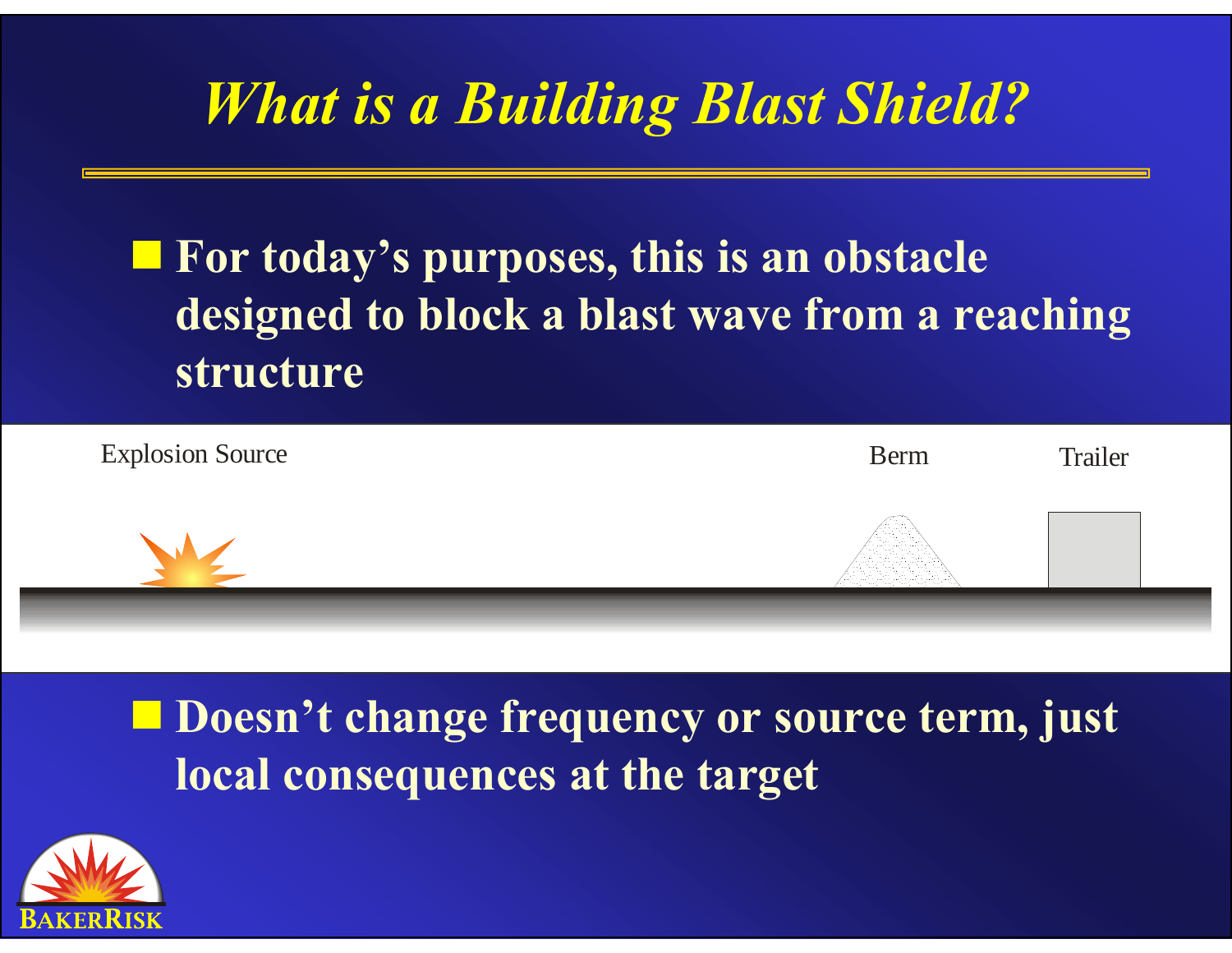# What is a Building Blast Shield?

- **For today's purposes, this is an obstacle designed to block a blast wave from a reaching structure**

Explosion Source

Berm

Trailer

- **Doesn't change frequency or source term, just local consequences at the target**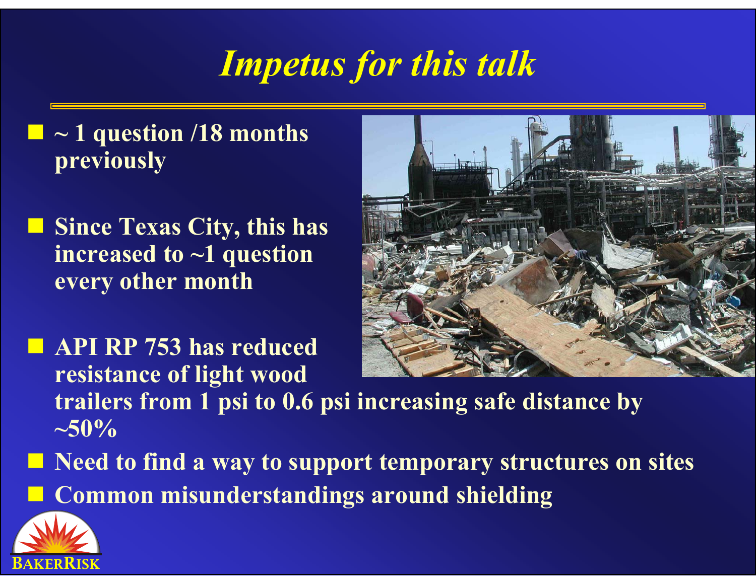# *Impetus for this talk*

- ~ 1 question /18 months previously
- Since Texas City, this has increased to ~1 question every other month
- API RP 753 has reduced resistance of light wood trailers from 1 psi to 0.6 psi increasing safe distance by ~50%
- Need to find a way to support temporary structures on sites
- Common misunderstandings around shielding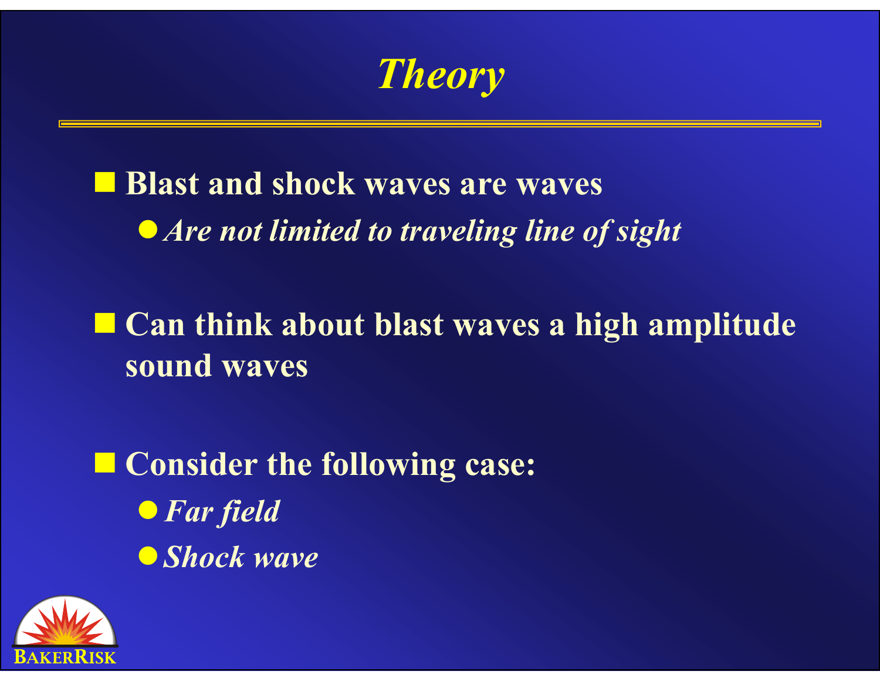# Theory

- **Blast and shock waves are waves**
  - ***Are not limited to traveling line of sight***

- **Can think about blast waves a high amplitude sound waves**

- **Consider the following case:**
  - ***Far field***
  - ***Shock wave***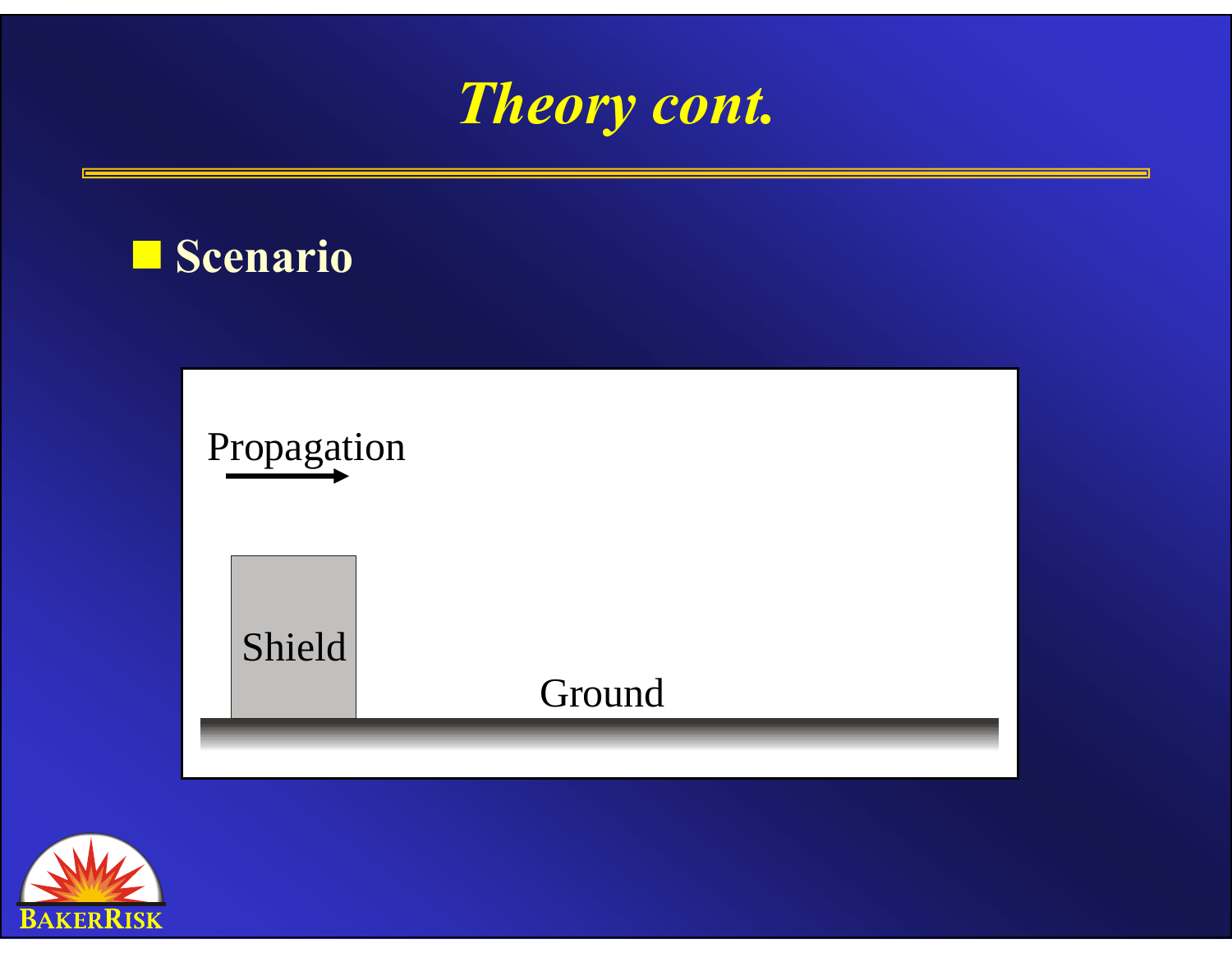# Theory cont.

- **Scenario**

Propagation

Shield

Ground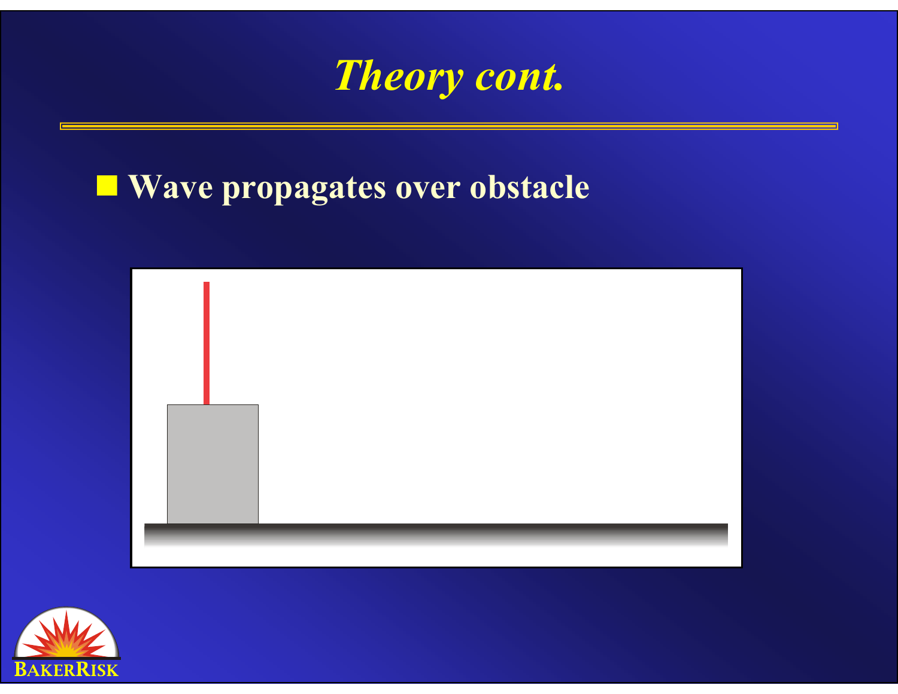# *Theory cont.*

- **Wave propagates over obstacle**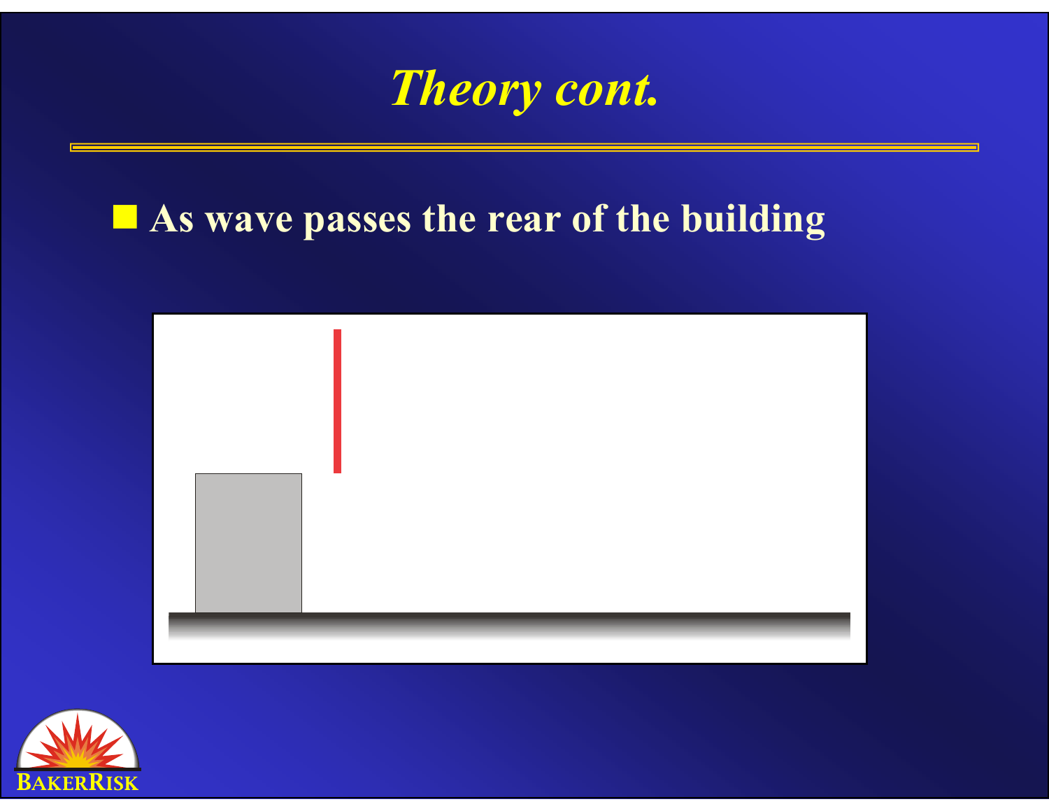# *Theory cont.*

- **As wave passes the rear of the building**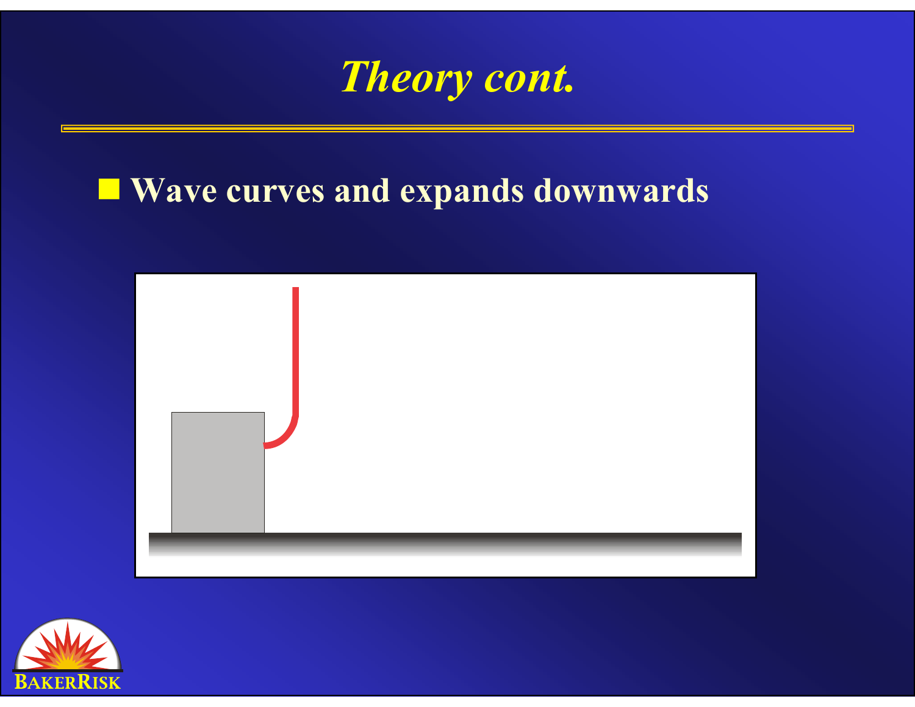# Theory cont.

- Wave curves and expands downwards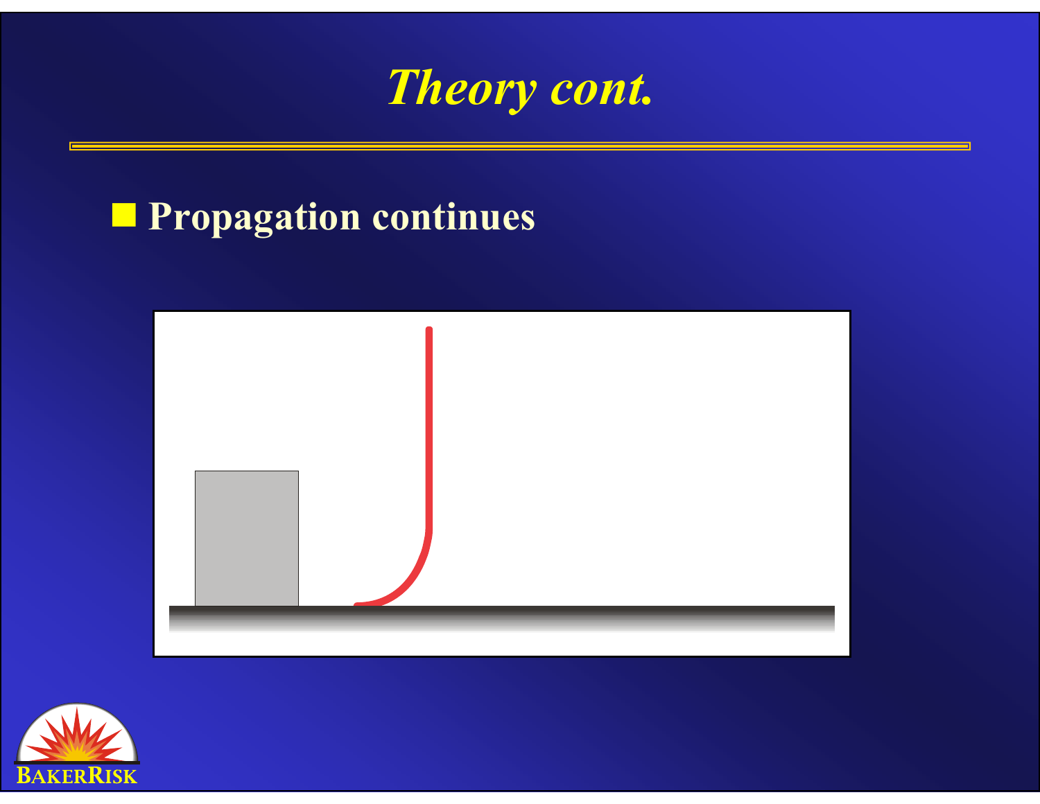# *Theory cont.*

- **Propagation continues**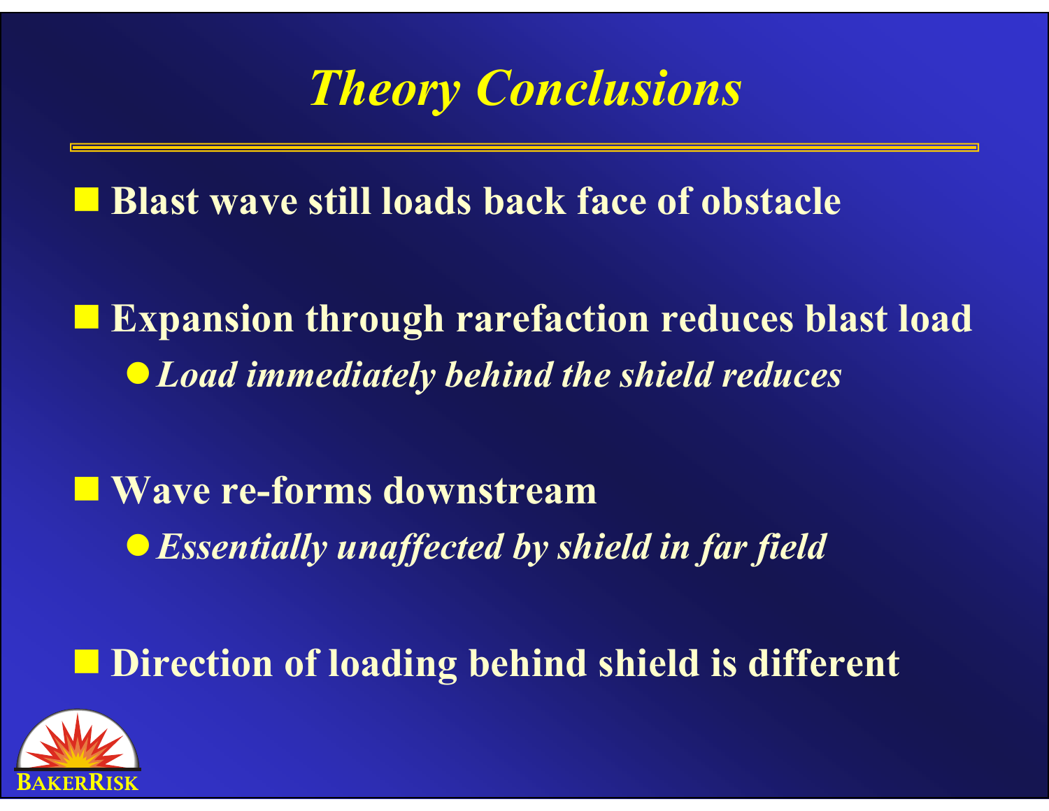# *Theory Conclusions*

- **Blast wave still loads back face of obstacle**
- **Expansion through rarefaction reduces blast load**
  - ***Load immediately behind the shield reduces***
- **Wave re-forms downstream**
  - ***Essentially unaffected by shield in far field***
- **Direction of loading behind shield is different**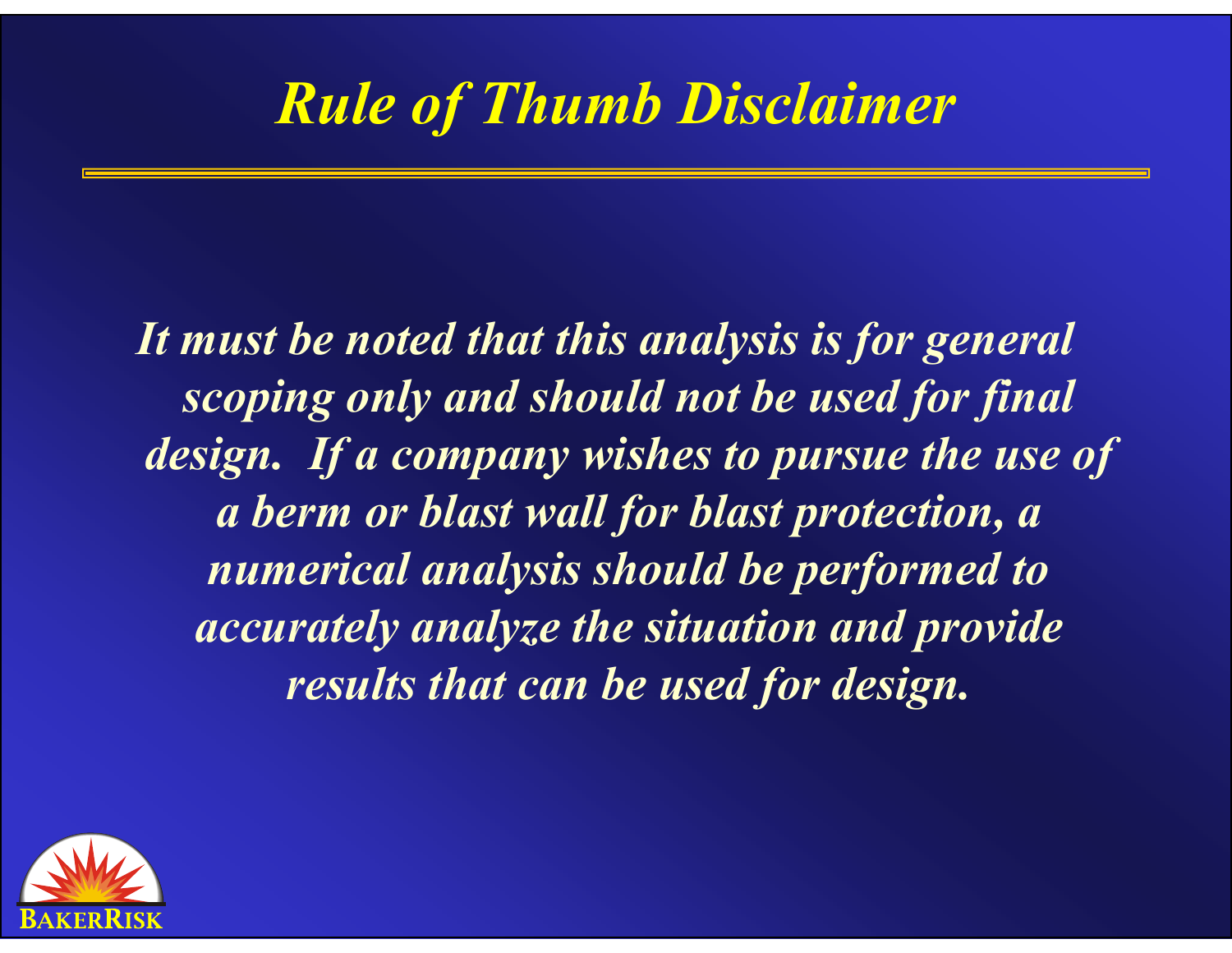# *Rule of Thumb Disclaimer*

***It must be noted that this analysis is for general scoping only and should not be used for final design. If a company wishes to pursue the use of a berm or blast wall for blast protection, a numerical analysis should be performed to accurately analyze the situation and provide results that can be used for design.***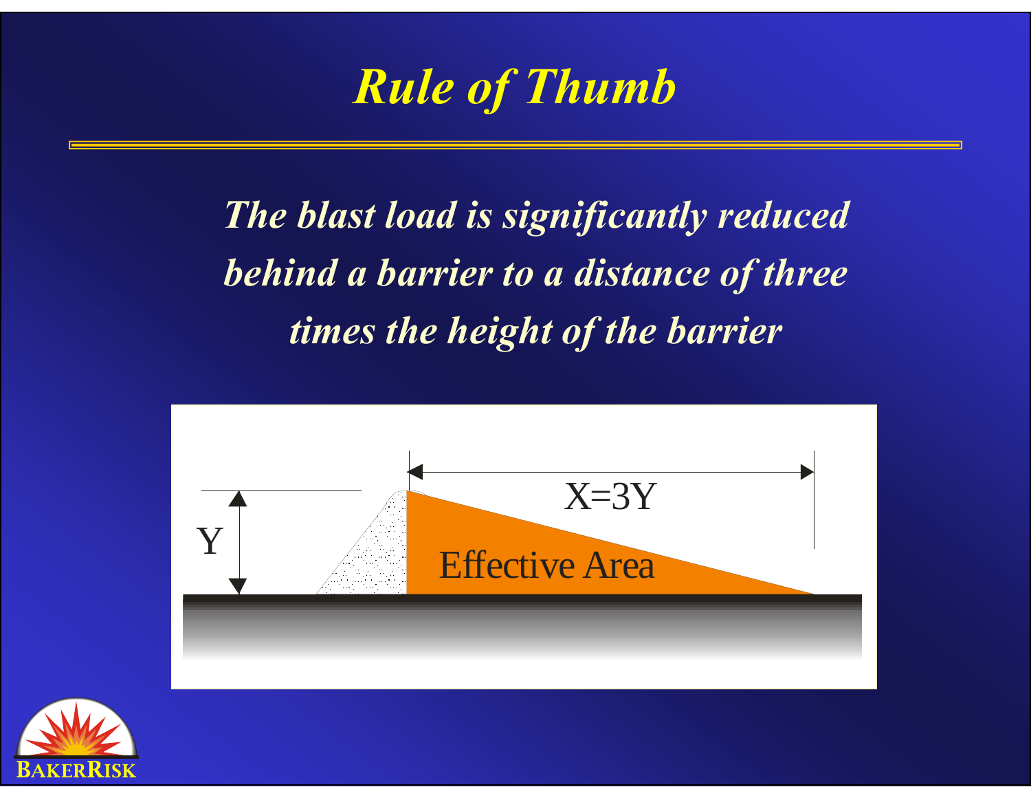# Rule of Thumb

*The blast load is significantly reduced behind a barrier to a distance of three times the height of the barrier*

Y

X=3Y

Effective Area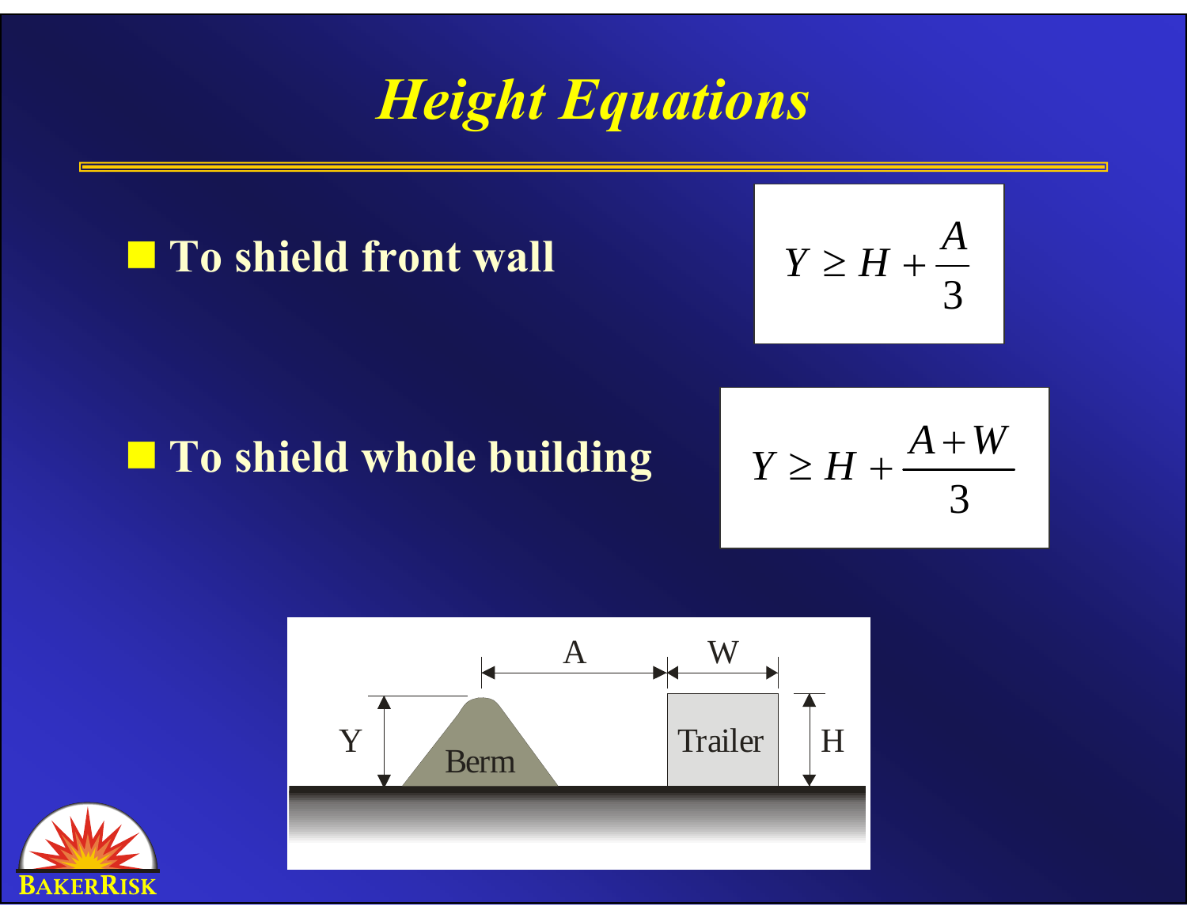# *Height Equations*

- **To shield front wall**

$$Y \geq H + \frac{A}{3}$$

- **To shield whole building**

$$Y \geq H + \frac{A + W}{3}$$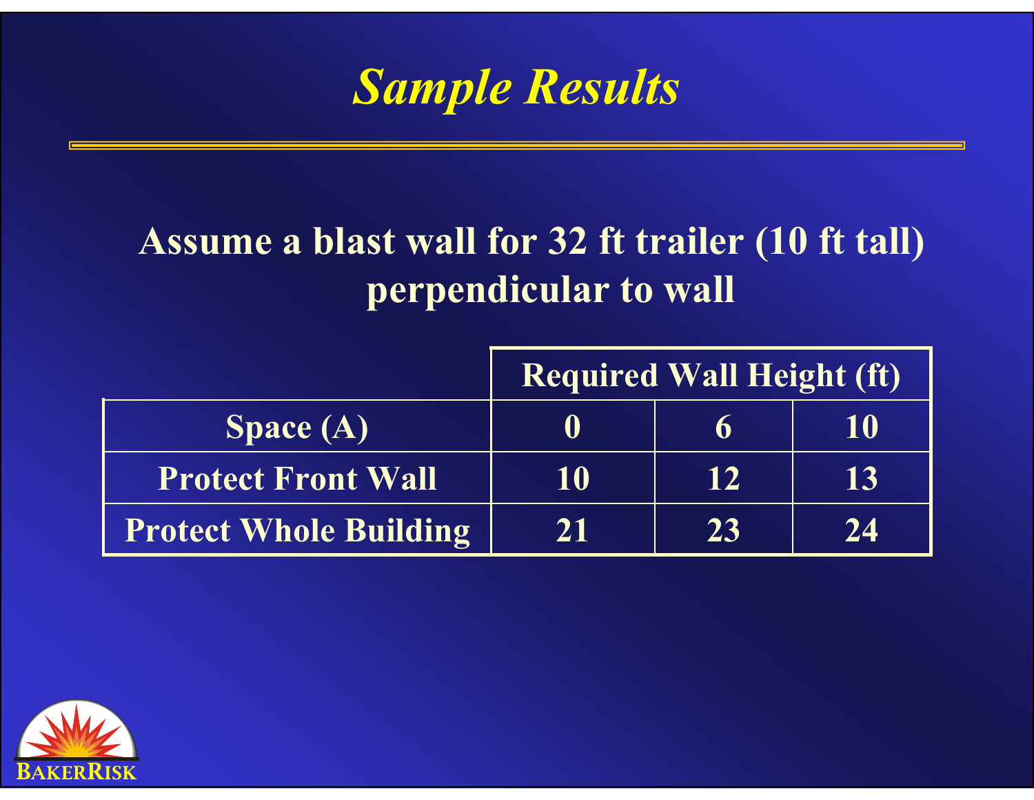# *Sample Results*

**Assume a blast wall for 32 ft trailer (10 ft tall) perpendicular to wall**

| | Required Wall Height (ft) | | |
|---|---|---|---|
| **Space (A)** | **0** | **6** | **10** |
| **Protect Front Wall** | **10** | **12** | **13** |
| **Protect Whole Building** | **21** | **23** | **24** |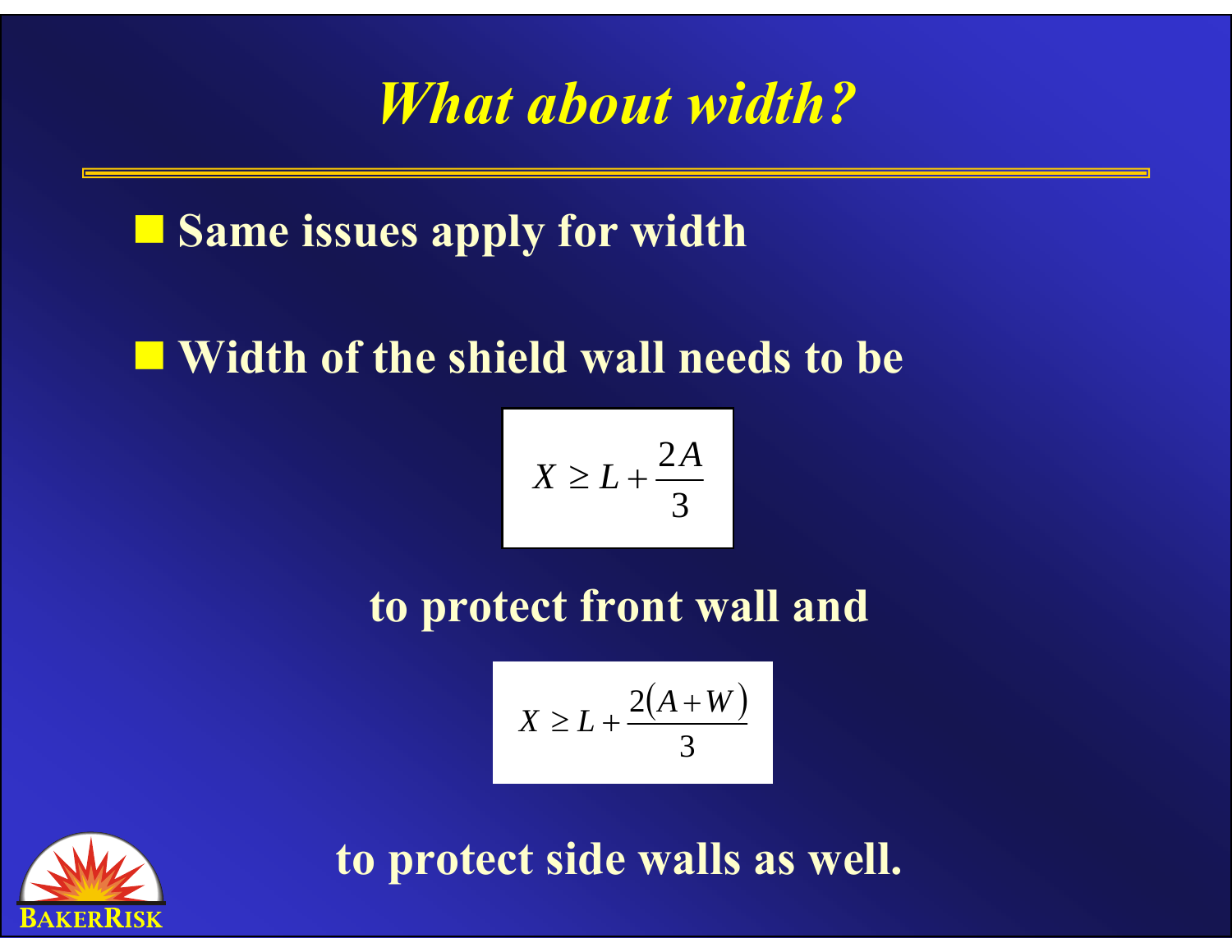# *What about width?*

- **Same issues apply for width**

- **Width of the shield wall needs to be**

$$X \geq L + \frac{2A}{3}$$

**to protect front wall and**

$$X \geq L + \frac{2(A+W)}{3}$$

**to protect side walls as well.**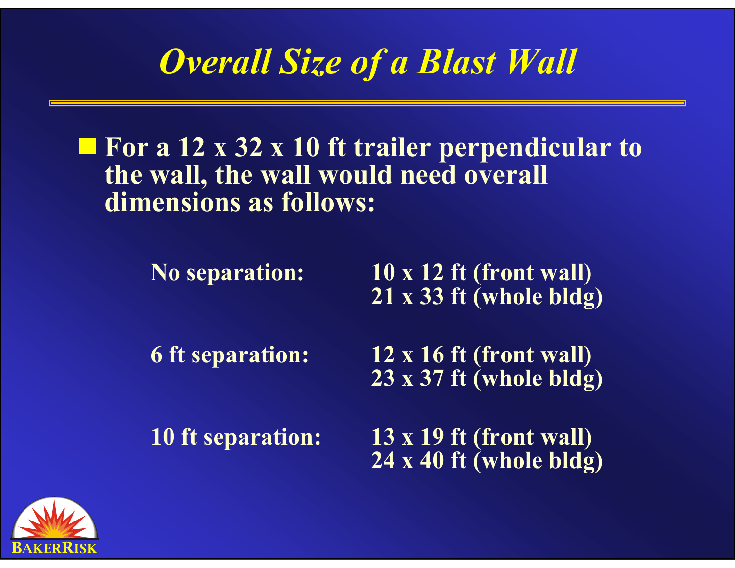# *Overall Size of a Blast Wall*

- **For a 12 x 32 x 10 ft trailer perpendicular to the wall, the wall would need overall dimensions as follows:**

| | |
|---|---|
| **No separation:** | **10 x 12 ft (front wall)**<br>**21 x 33 ft (whole bldg)** |
| **6 ft separation:** | **12 x 16 ft (front wall)**<br>**23 x 37 ft (whole bldg)** |
| **10 ft separation:** | **13 x 19 ft (front wall)**<br>**24 x 40 ft (whole bldg)** |

BAKERRISK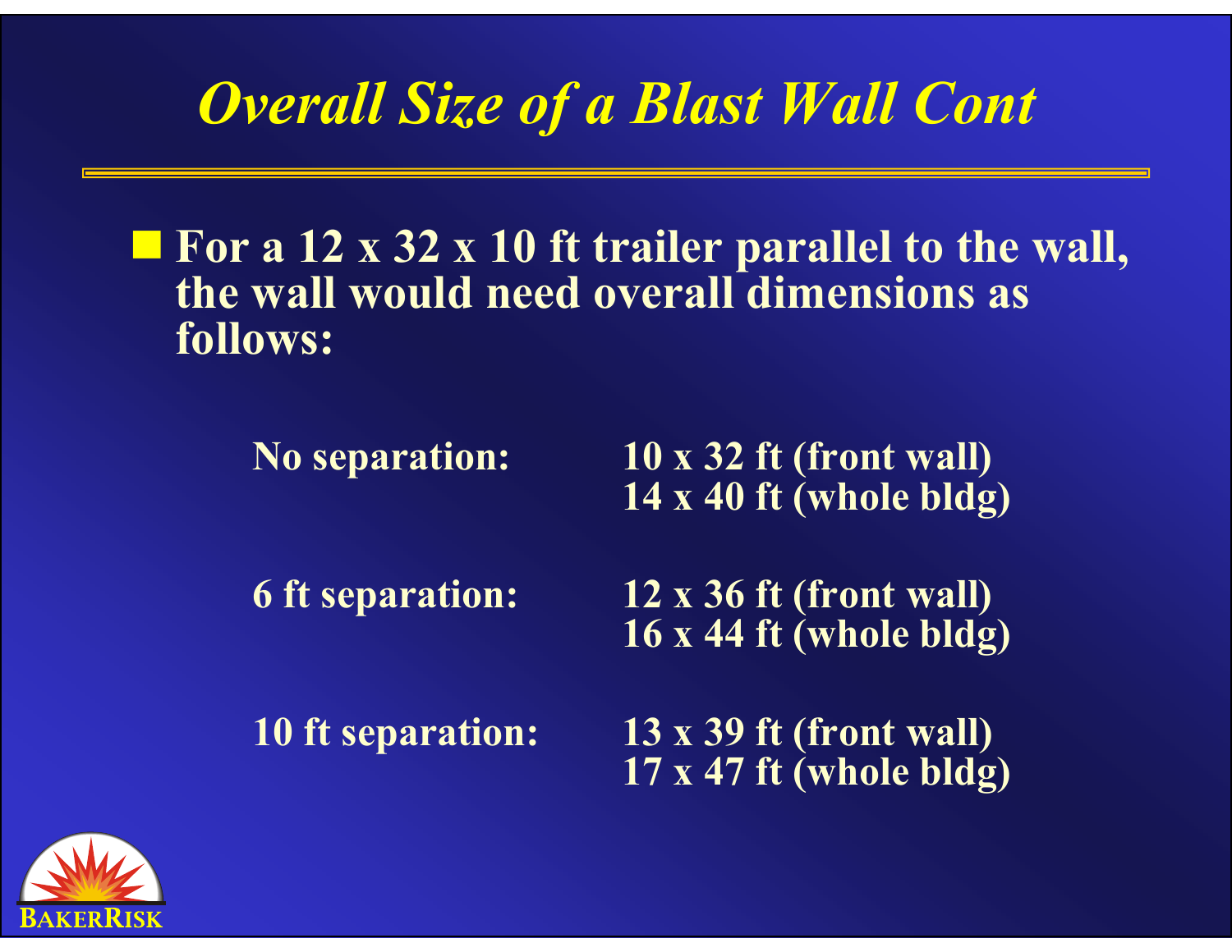# *Overall Size of a Blast Wall Cont*

- **For a 12 x 32 x 10 ft trailer parallel to the wall, the wall would need overall dimensions as follows:**

| | |
|---|---|
| **No separation:** | **10 x 32 ft (front wall)**<br>**14 x 40 ft (whole bldg)** |
| **6 ft separation:** | **12 x 36 ft (front wall)**<br>**16 x 44 ft (whole bldg)** |
| **10 ft separation:** | **13 x 39 ft (front wall)**<br>**17 x 47 ft (whole bldg)** |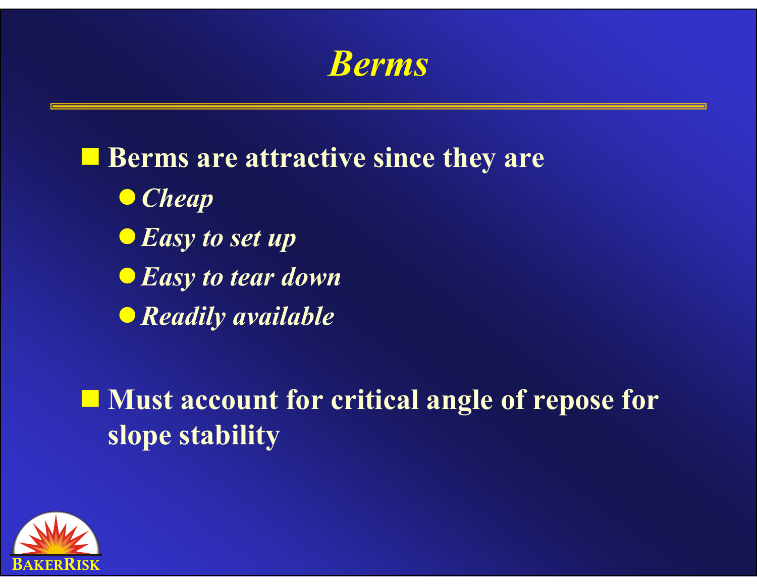# *Berms*

- **Berms are attractive since they are**
  - ***Cheap***
  - ***Easy to set up***
  - ***Easy to tear down***
  - ***Readily available***

- **Must account for critical angle of repose for slope stability**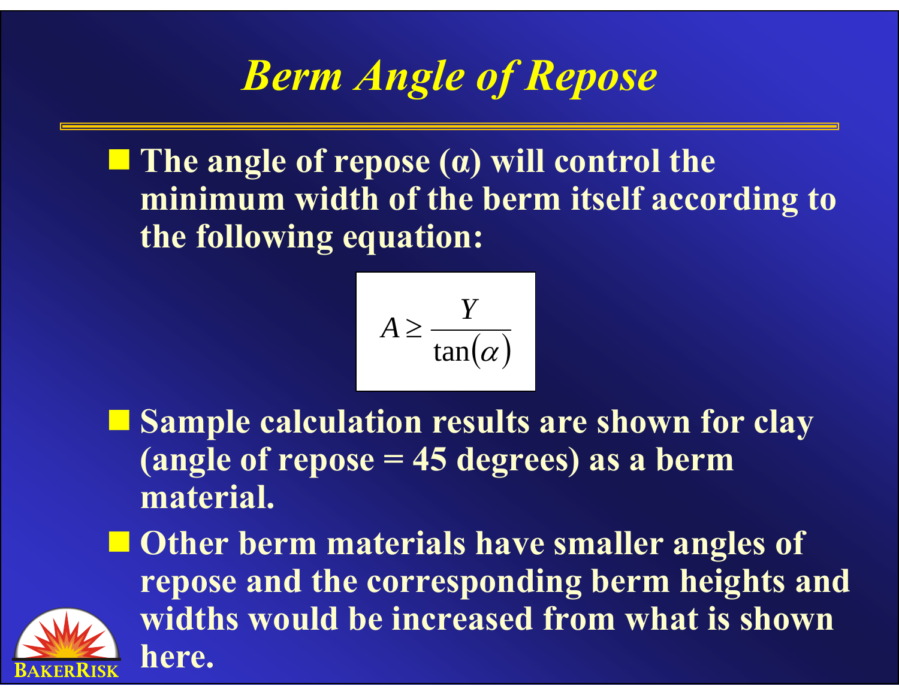# *Berm Angle of Repose*

- **The angle of repose ($\alpha$) will control the minimum width of the berm itself according to the following equation:**

$$A \geq \frac{Y}{\tan(\alpha)}$$

- **Sample calculation results are shown for clay (angle of repose = 45 degrees) as a berm material.**
- **Other berm materials have smaller angles of repose and the corresponding berm heights and widths would be increased from what is shown here.**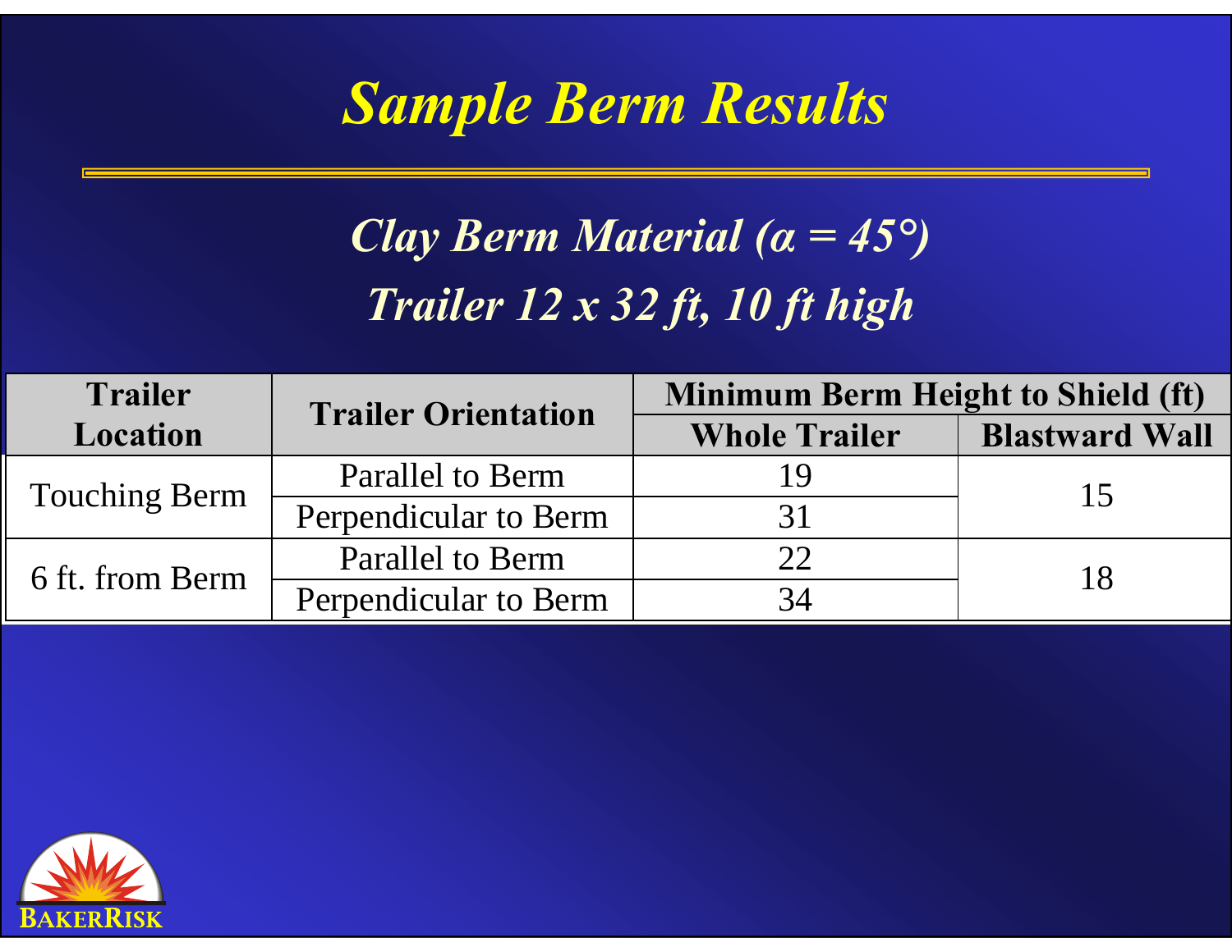# *Sample Berm Results*

## *Clay Berm Material (α = 45°)*

## *Trailer 12 x 32 ft, 10 ft high*

| Trailer Location | Trailer Orientation | Minimum Berm Height to Shield (ft) | |
|---|---|---|---|
| | | Whole Trailer | Blastward Wall |
| Touching Berm | Parallel to Berm | 19 | 15 |
| | Perpendicular to Berm | 31 | |
| 6 ft. from Berm | Parallel to Berm | 22 | 18 |
| | Perpendicular to Berm | 34 | |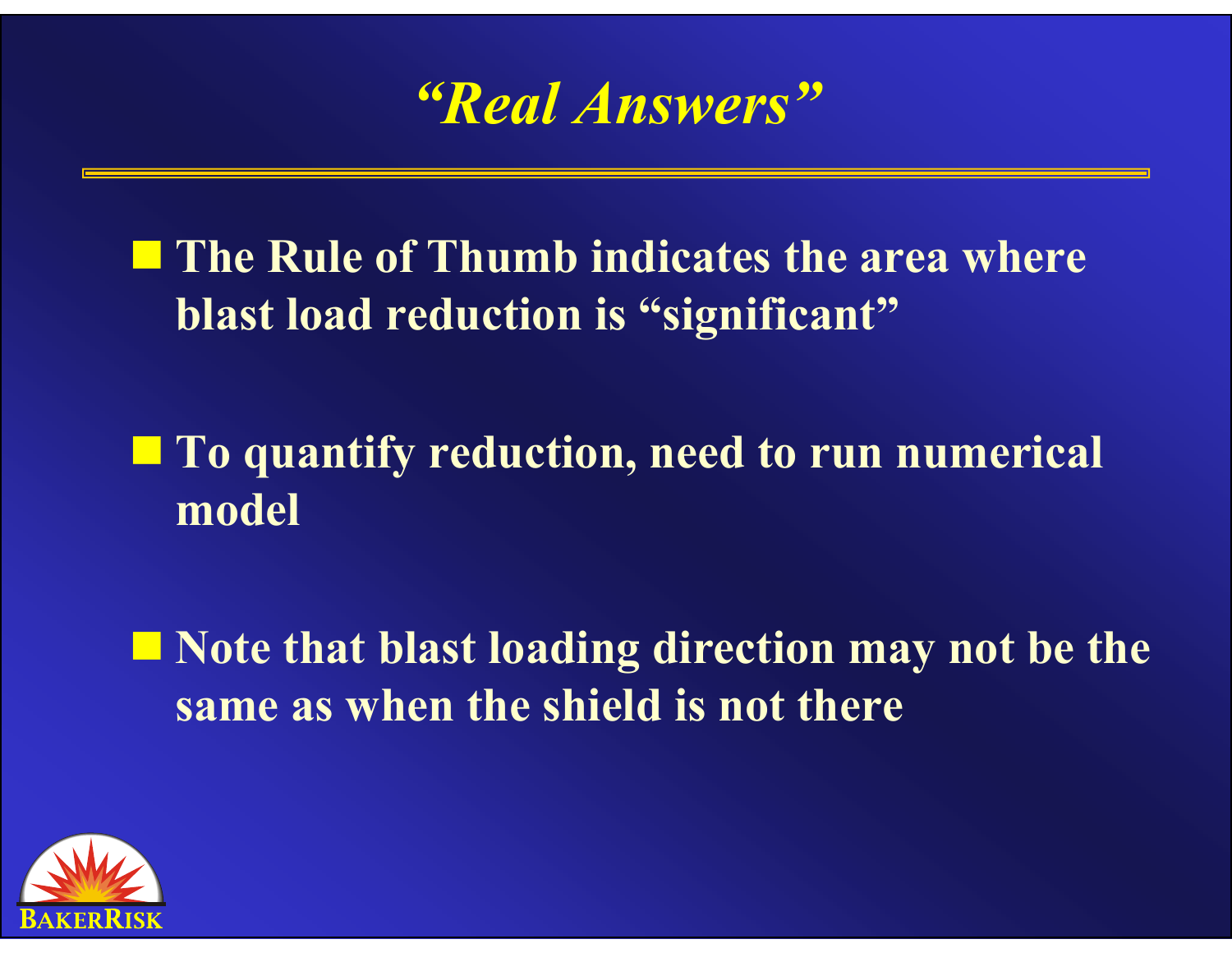# *"Real Answers"*

- **The Rule of Thumb indicates the area where blast load reduction is "significant"**
- **To quantify reduction, need to run numerical model**
- **Note that blast loading direction may not be the same as when the shield is not there**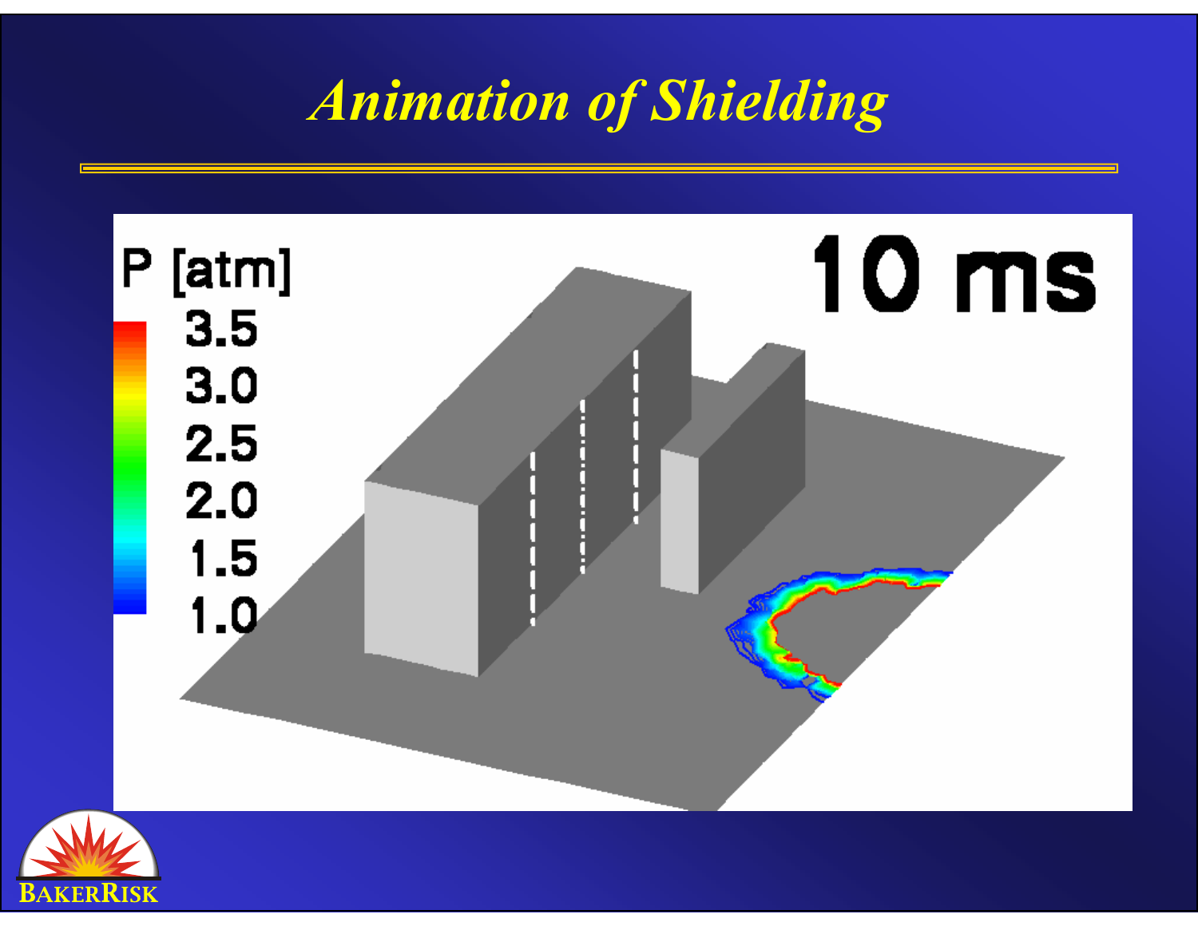# *Animation of Shielding*

P [atm]

3.5
3.0
2.5
2.0
1.5
1.0

10 ms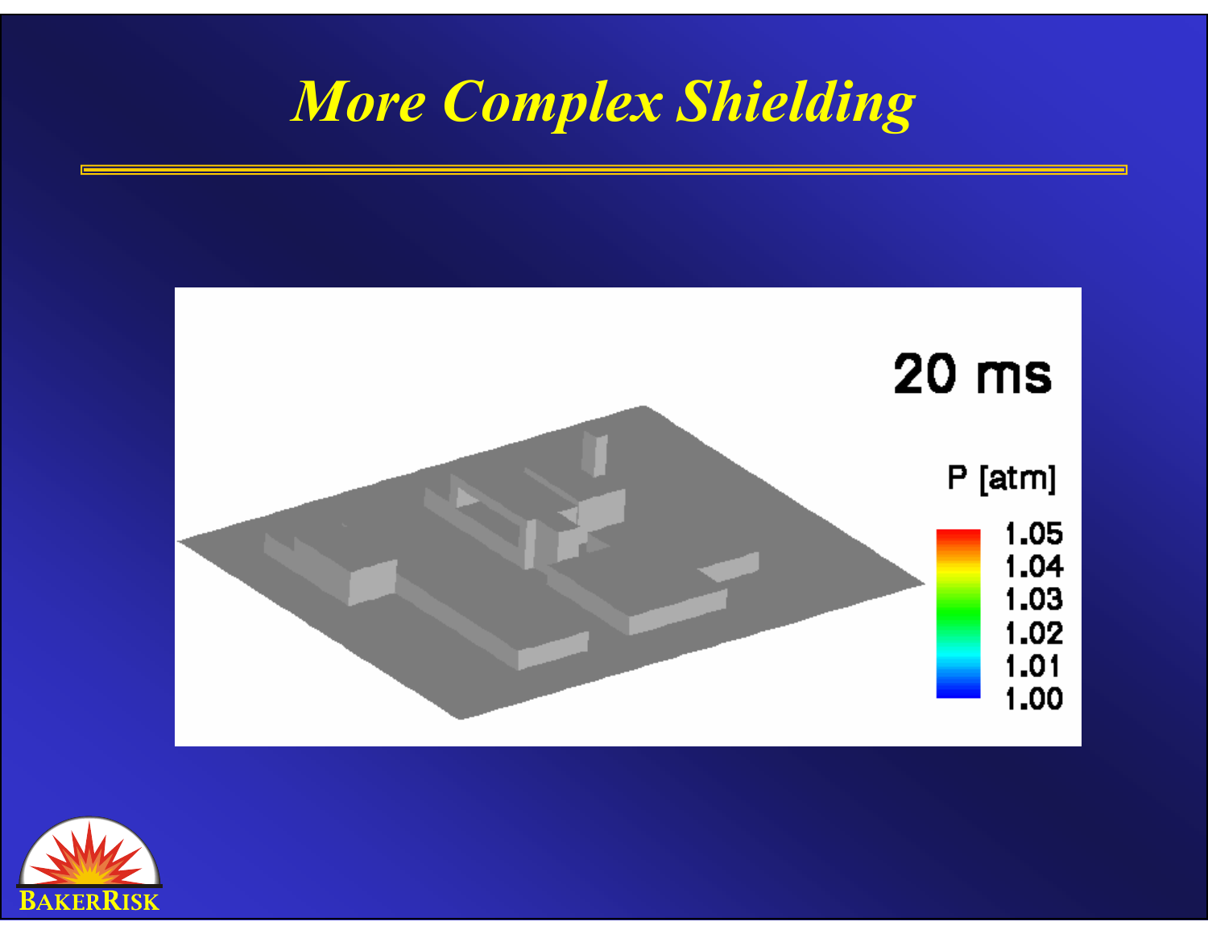# More Complex Shielding

20 ms

P [atm]

1.05
1.04
1.03
1.02
1.01
1.00

BAKERRISK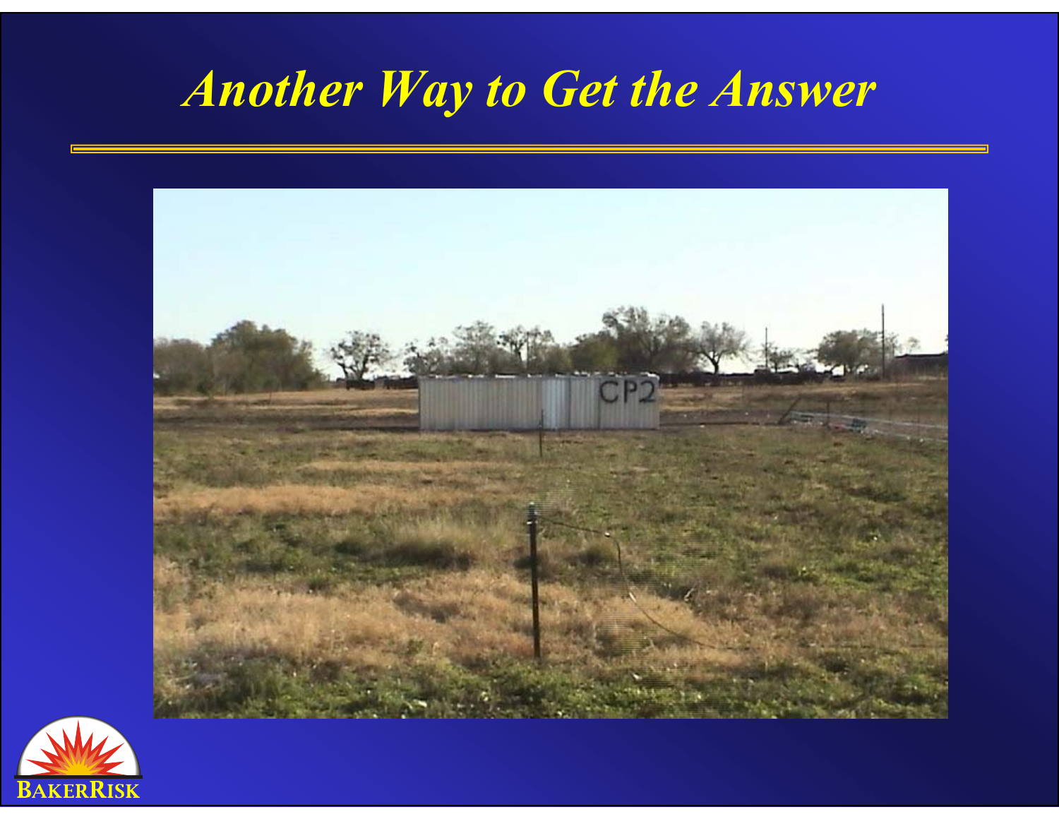# *Another Way to Get the Answer*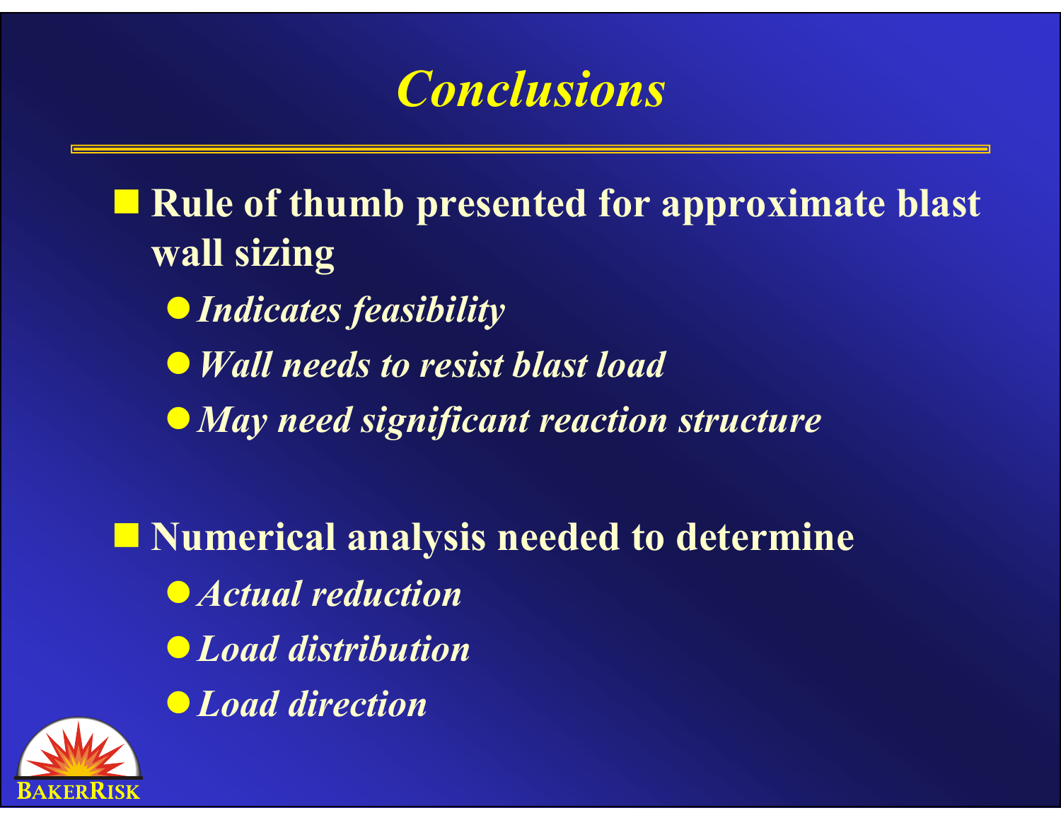# Conclusions

- **Rule of thumb presented for approximate blast wall sizing**
  - ***Indicates feasibility***
  - ***Wall needs to resist blast load***
  - ***May need significant reaction structure***

- **Numerical analysis needed to determine**
  - ***Actual reduction***
  - ***Load distribution***
  - ***Load direction***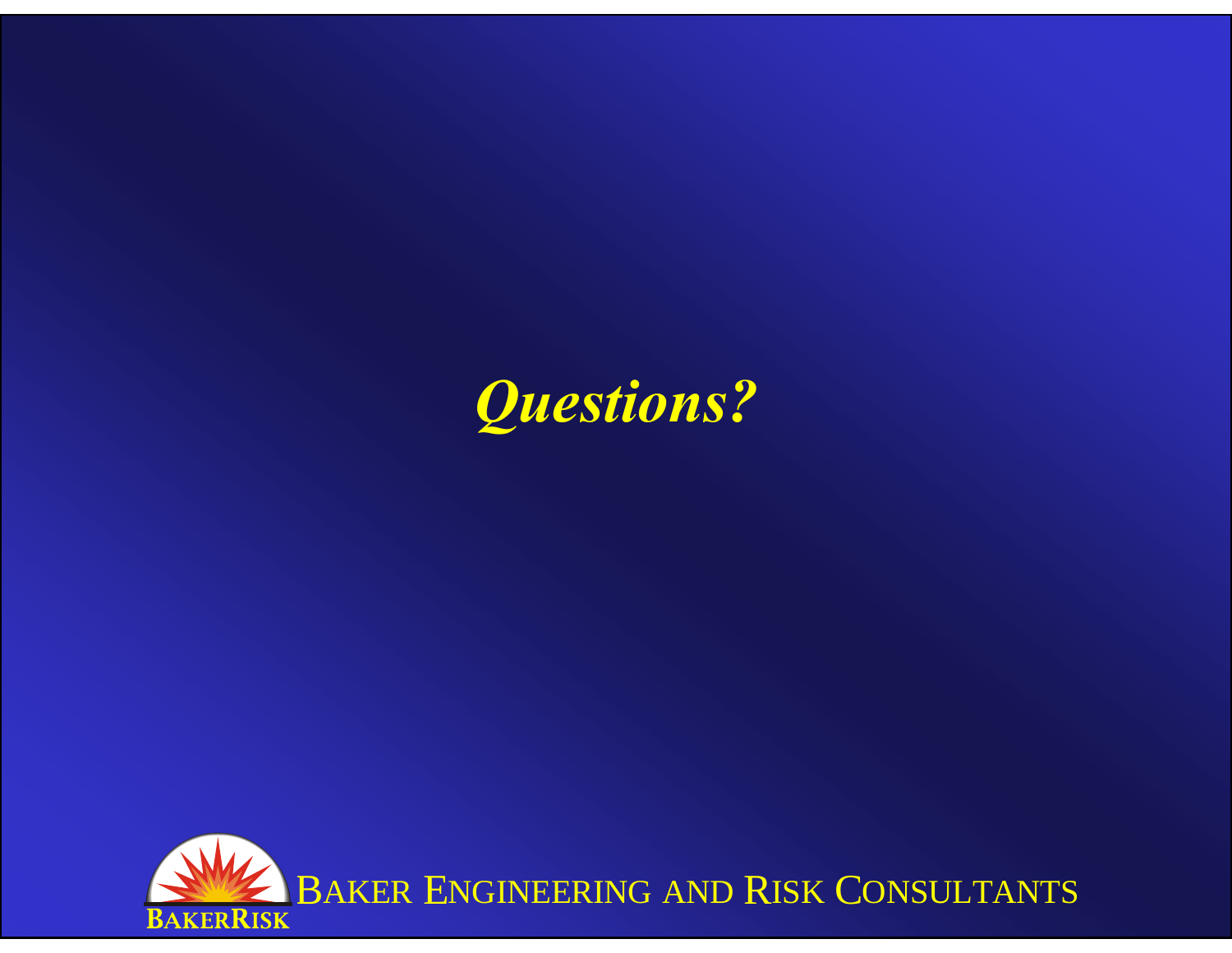# *Questions?*